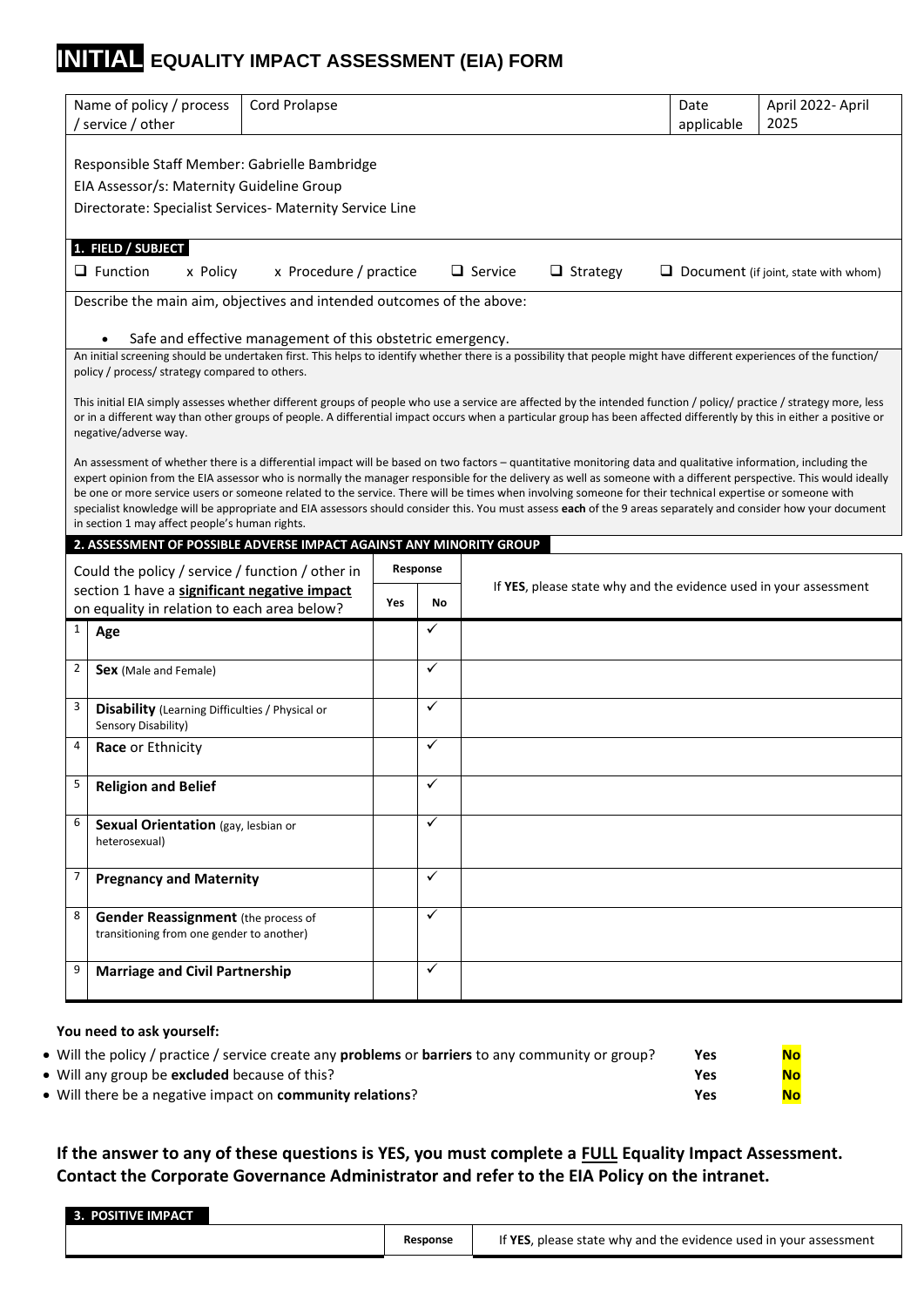# INITIAL EQUALITY IMPACT ASSESSMENT (EIA) FORM

| Name of policy / process / service / other | Cord Prolapse | Date applicable | April 2022- April 2025 |
|---|---|---|---|

Responsible Staff Member: Gabrielle Bambridge

EIA Assessor/s: Maternity Guideline Group

Directorate: Specialist Services- Maternity Service Line

**1. FIELD / SUBJECT**

❑ Function   x Policy   x Procedure / practice   ❑ Service   ❑ Strategy   ❑ Document (if joint, state with whom)

Describe the main aim, objectives and intended outcomes of the above:

- Safe and effective management of this obstetric emergency.

An initial screening should be undertaken first. This helps to identify whether there is a possibility that people might have different experiences of the function/ policy / process/ strategy compared to others.

This initial EIA simply assesses whether different groups of people who use a service are affected by the intended function / policy/ practice / strategy more, less or in a different way than other groups of people. A differential impact occurs when a particular group has been affected differently by this in either a positive or negative/adverse way.

An assessment of whether there is a differential impact will be based on two factors – quantitative monitoring data and qualitative information, including the expert opinion from the EIA assessor who is normally the manager responsible for the delivery as well as someone with a different perspective. This would ideally be one or more service users or someone related to the service. There will be times when involving someone for their technical expertise or someone with specialist knowledge will be appropriate and EIA assessors should consider this. You must assess **each** of the 9 areas separately and consider how your document in section 1 may affect people's human rights.

**2. ASSESSMENT OF POSSIBLE ADVERSE IMPACT AGAINST ANY MINORITY GROUP**

| | Could the policy / service / function / other in section 1 have a **significant negative impact** on equality in relation to each area below? | Response: Yes | Response: No | If **YES**, please state why and the evidence used in your assessment |
|---|---|---|---|---|
| 1 | **Age** | | ✓ | |
| 2 | **Sex** (Male and Female) | | ✓ | |
| 3 | **Disability** (Learning Difficulties / Physical or Sensory Disability) | | ✓ | |
| 4 | **Race** or Ethnicity | | ✓ | |
| 5 | **Religion and Belief** | | ✓ | |
| 6 | **Sexual Orientation** (gay, lesbian or heterosexual) | | ✓ | |
| 7 | **Pregnancy and Maternity** | | ✓ | |
| 8 | **Gender Reassignment** (the process of transitioning from one gender to another) | | ✓ | |
| 9 | **Marriage and Civil Partnership** | | ✓ | |

**You need to ask yourself:**

- Will the policy / practice / service create any **problems** or **barriers** to any community or group? Yes **No**
- Will any group be **excluded** because of this? Yes **No**
- Will there be a negative impact on **community relations**? Yes **No**

**If the answer to any of these questions is YES, you must complete a FULL Equality Impact Assessment. Contact the Corporate Governance Administrator and refer to the EIA Policy on the intranet.**

**3. POSITIVE IMPACT**

| | Response | If **YES**, please state why and the evidence used in your assessment |
|---|---|---|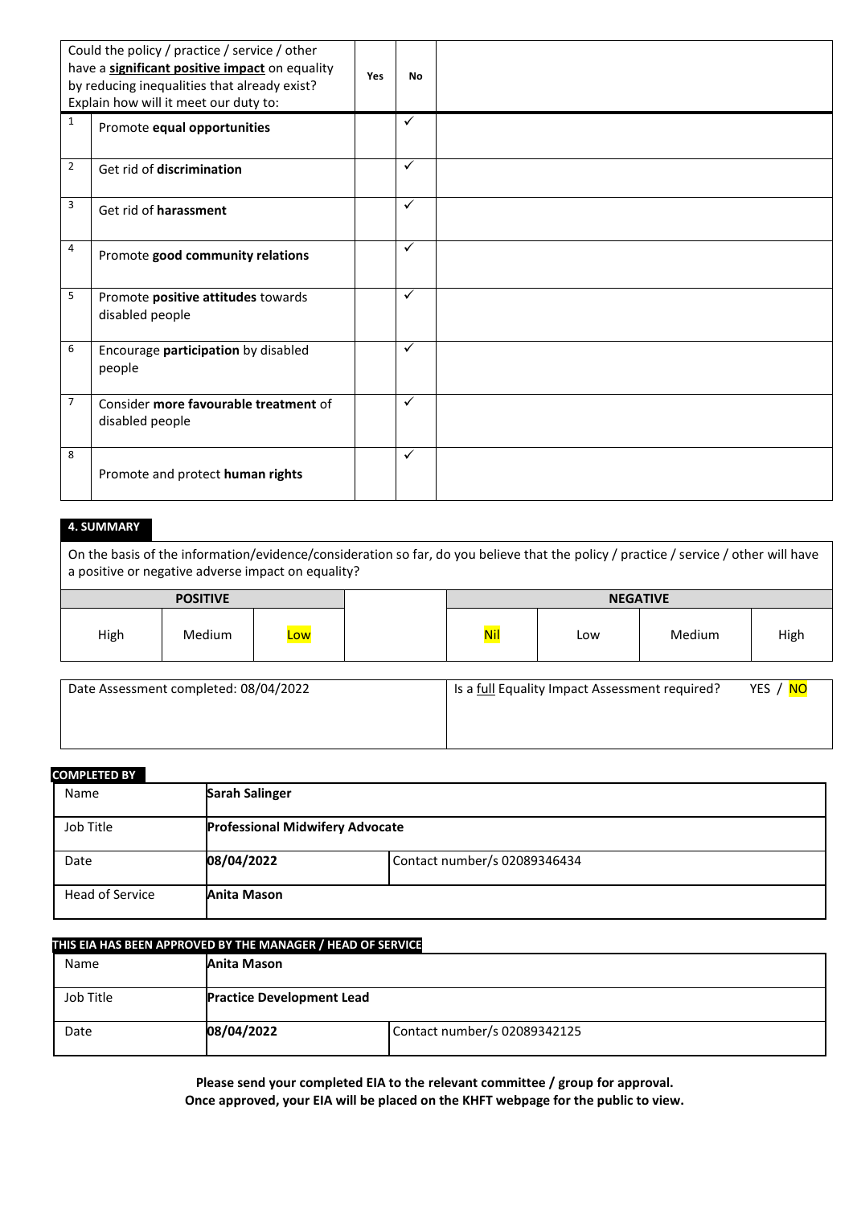| Could the policy / practice / service / other have a **significant positive impact** on equality by reducing inequalities that already exist? Explain how will it meet our duty to: | | Yes | No | |
|---|---|---|---|---|
| 1 | Promote **equal opportunities** | | ✓ | |
| 2 | Get rid of **discrimination** | | ✓ | |
| 3 | Get rid of **harassment** | | ✓ | |
| 4 | Promote **good community relations** | | ✓ | |
| 5 | Promote **positive attitudes** towards disabled people | | ✓ | |
| 6 | Encourage **participation** by disabled people | | ✓ | |
| 7 | Consider **more favourable treatment** of disabled people | | ✓ | |
| 8 | Promote and protect **human rights** | | ✓ | |

**4. SUMMARY**

On the basis of the information/evidence/consideration so far, do you believe that the policy / practice / service / other will have a positive or negative adverse impact on equality?

| POSITIVE | | | | NEGATIVE | | | |
|---|---|---|---|---|---|---|---|
| High | Medium | Low | | Nil | Low | Medium | High |

| | |
|---|---|
| Date Assessment completed: 08/04/2022 | Is a full Equality Impact Assessment required? YES / NO |

**COMPLETED BY**

| | | |
|---|---|---|
| Name | **Sarah Salinger** | |
| Job Title | **Professional Midwifery Advocate** | |
| Date | **08/04/2022** | Contact number/s 02089346434 |
| Head of Service | **Anita Mason** | |

**THIS EIA HAS BEEN APPROVED BY THE MANAGER / HEAD OF SERVICE**

| | | |
|---|---|---|
| Name | **Anita Mason** | |
| Job Title | **Practice Development Lead** | |
| Date | **08/04/2022** | Contact number/s 02089342125 |

**Please send your completed EIA to the relevant committee / group for approval.**
**Once approved, your EIA will be placed on the KHFT webpage for the public to view.**